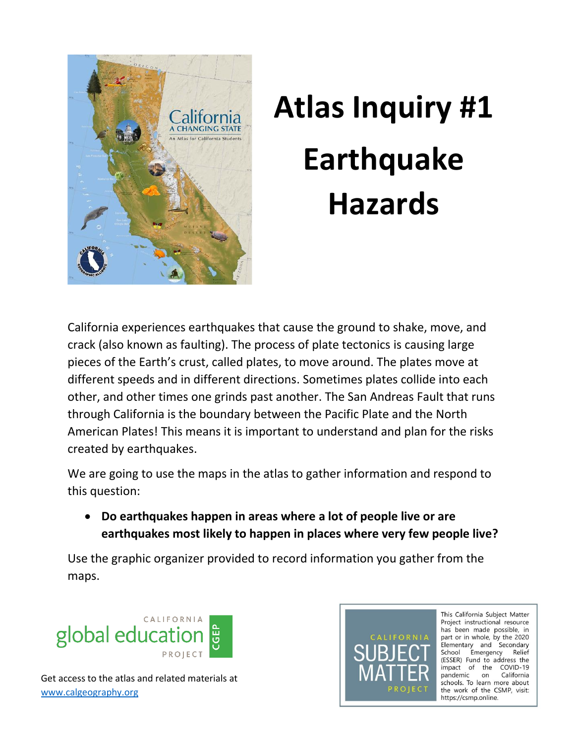# Atlas Inquiry #1 Earthquake Hazards

California experiences earthquakes that cause the ground to shake, move, and crack (also known as faulting). The process of plate tectonics is causing large pieces of the Earth's crust, called plates, to move around. The plates move at different speeds and in different directions. Sometimes plates collide into each other, and other times one grinds past another. The San Andreas Fault that runs through California is the boundary between the Pacific Plate and the North American Plates! This means it is important to understand and plan for the risks created by earthquakes.

We are going to use the maps in the atlas to gather information and respond to this question:

- **Do earthquakes happen in areas where a lot of people live or are earthquakes most likely to happen in places where very few people live?**

Use the graphic organizer provided to record information you gather from the maps.

CALIFORNIA global education PROJECT CGEP

Get access to the atlas and related materials at www.calgeography.org

CALIFORNIA SUBJECT MATTER PROJECT

This California Subject Matter Project instructional resource has been made possible, in part or in whole, by the 2020 Elementary and Secondary School Emergency Relief (ESSER) Fund to address the impact of the COVID-19 pandemic on California schools. To learn more about the work of the CSMP, visit: https://csmp.online.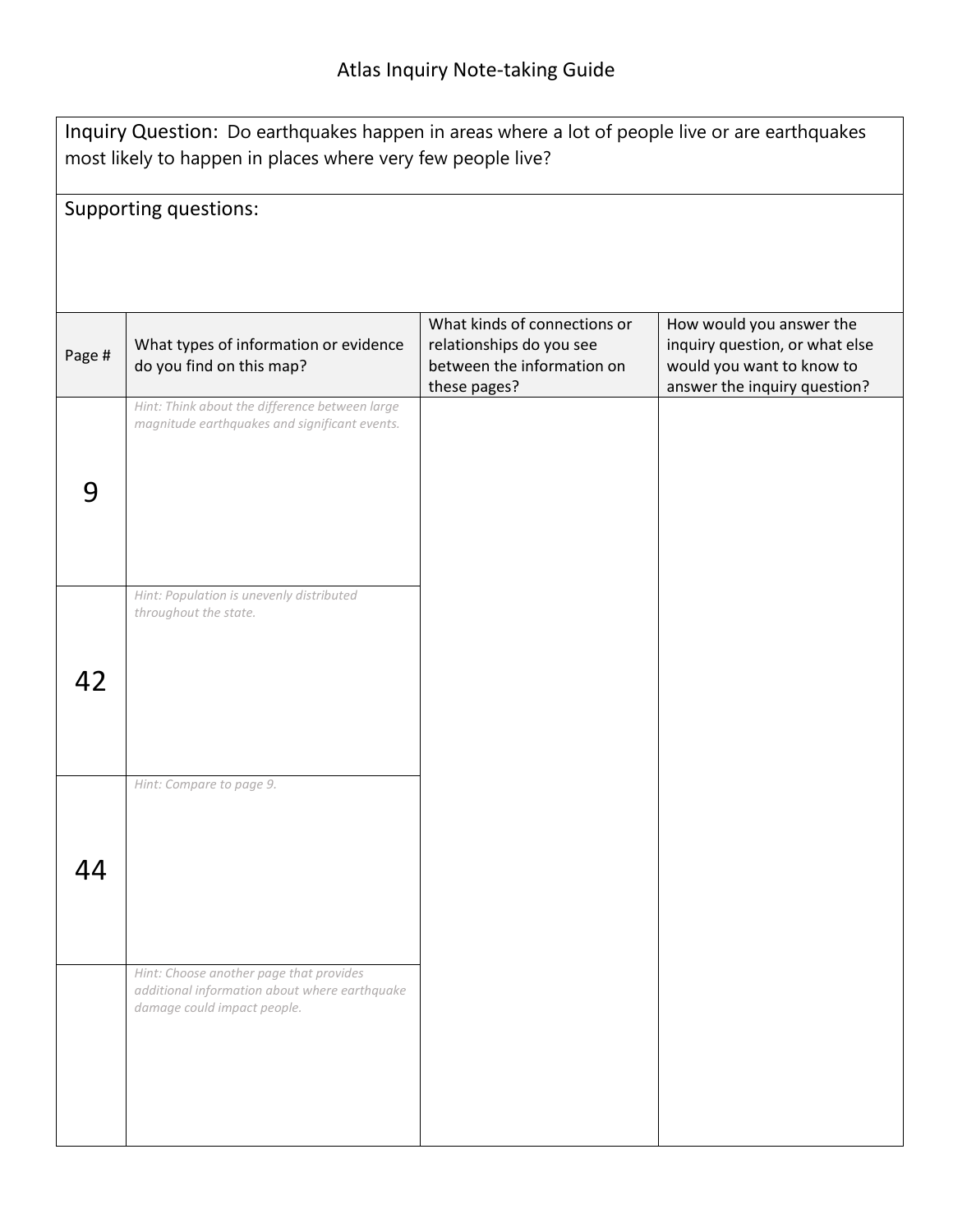# Atlas Inquiry Note-taking Guide

| Inquiry Question: Do earthquakes happen in areas where a lot of people live or are earthquakes most likely to happen in places where very few people live? | | | |
|---|---|---|---|
| Supporting questions: | | | |
| Page # | What types of information or evidence do you find on this map? | What kinds of connections or relationships do you see between the information on these pages? | How would you answer the inquiry question, or what else would you want to know to answer the inquiry question? |
| 9 | *Hint: Think about the difference between large magnitude earthquakes and significant events.* | | |
| 42 | *Hint: Population is unevenly distributed throughout the state.* | | |
| 44 | *Hint: Compare to page 9.* | | |
| | *Hint: Choose another page that provides additional information about where earthquake damage could impact people.* | | |